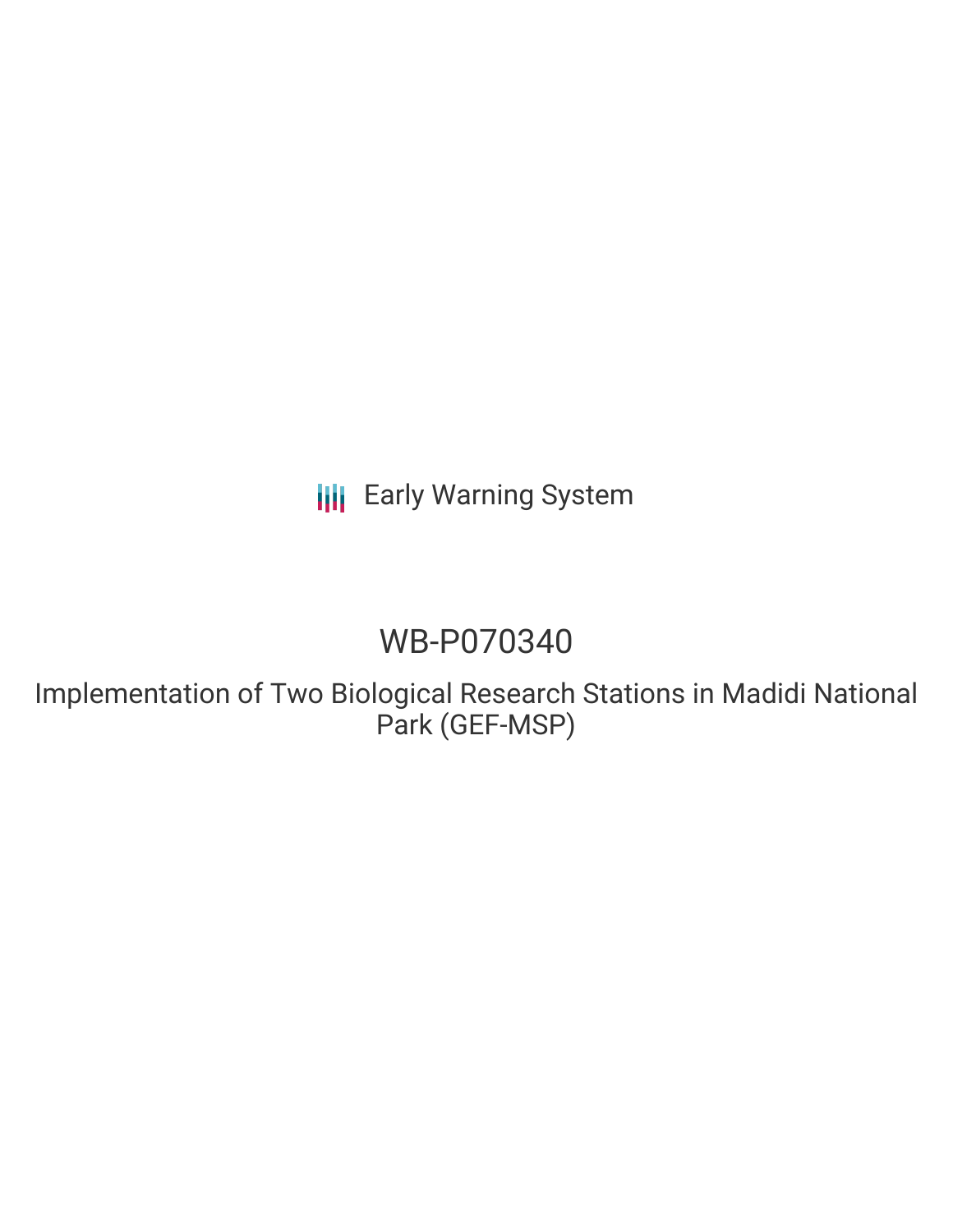Early Warning System

# WB-P070340

## Implementation of Two Biological Research Stations in Madidi National Park (GEF-MSP)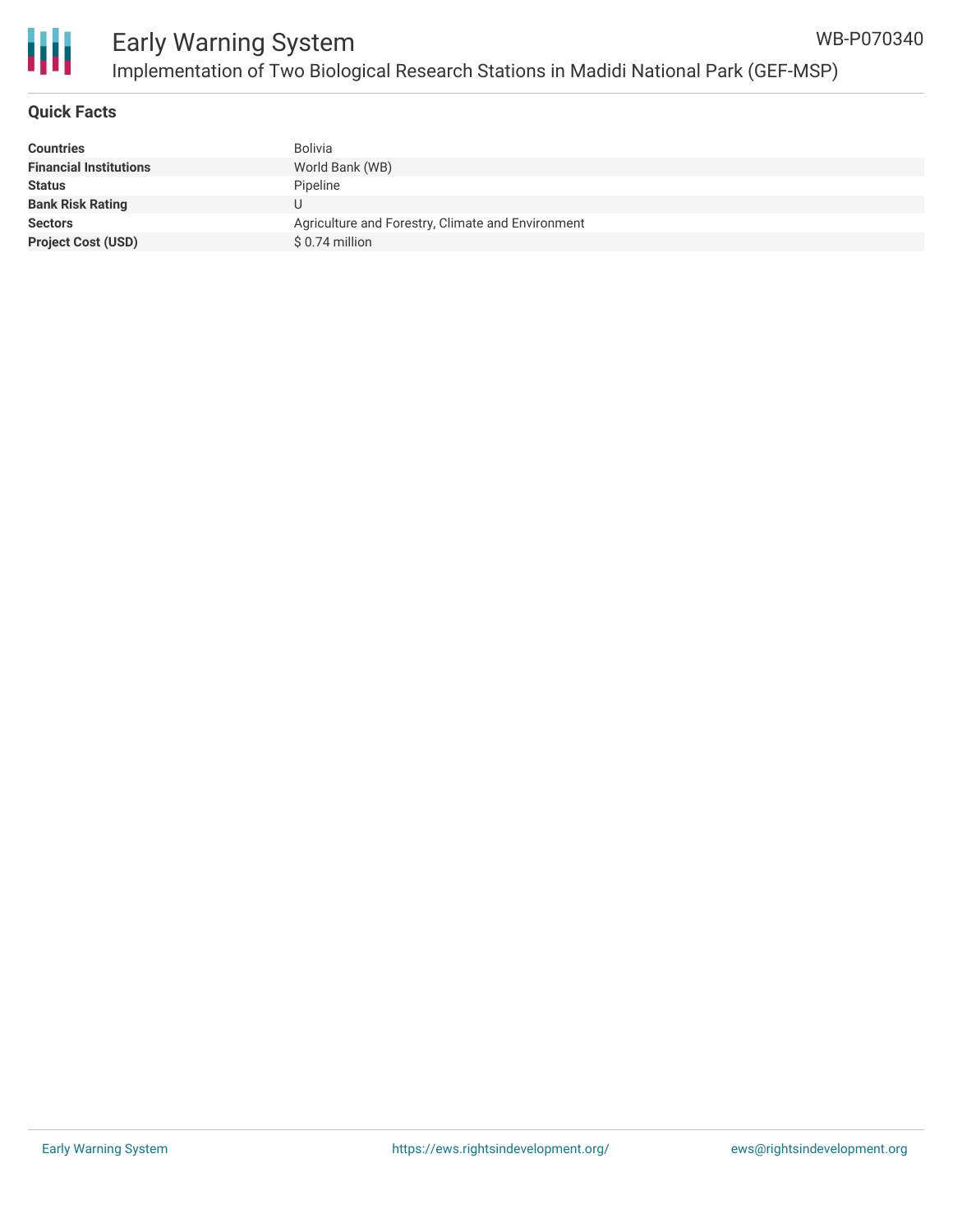# Early Warning System

## Implementation of Two Biological Research Stations in Madidi National Park (GEF-MSP)

WB-P070340

### Quick Facts

| | |
|---|---|
| **Countries** | Bolivia |
| **Financial Institutions** | World Bank (WB) |
| **Status** | Pipeline |
| **Bank Risk Rating** | U |
| **Sectors** | Agriculture and Forestry, Climate and Environment |
| **Project Cost (USD)** | $ 0.74 million |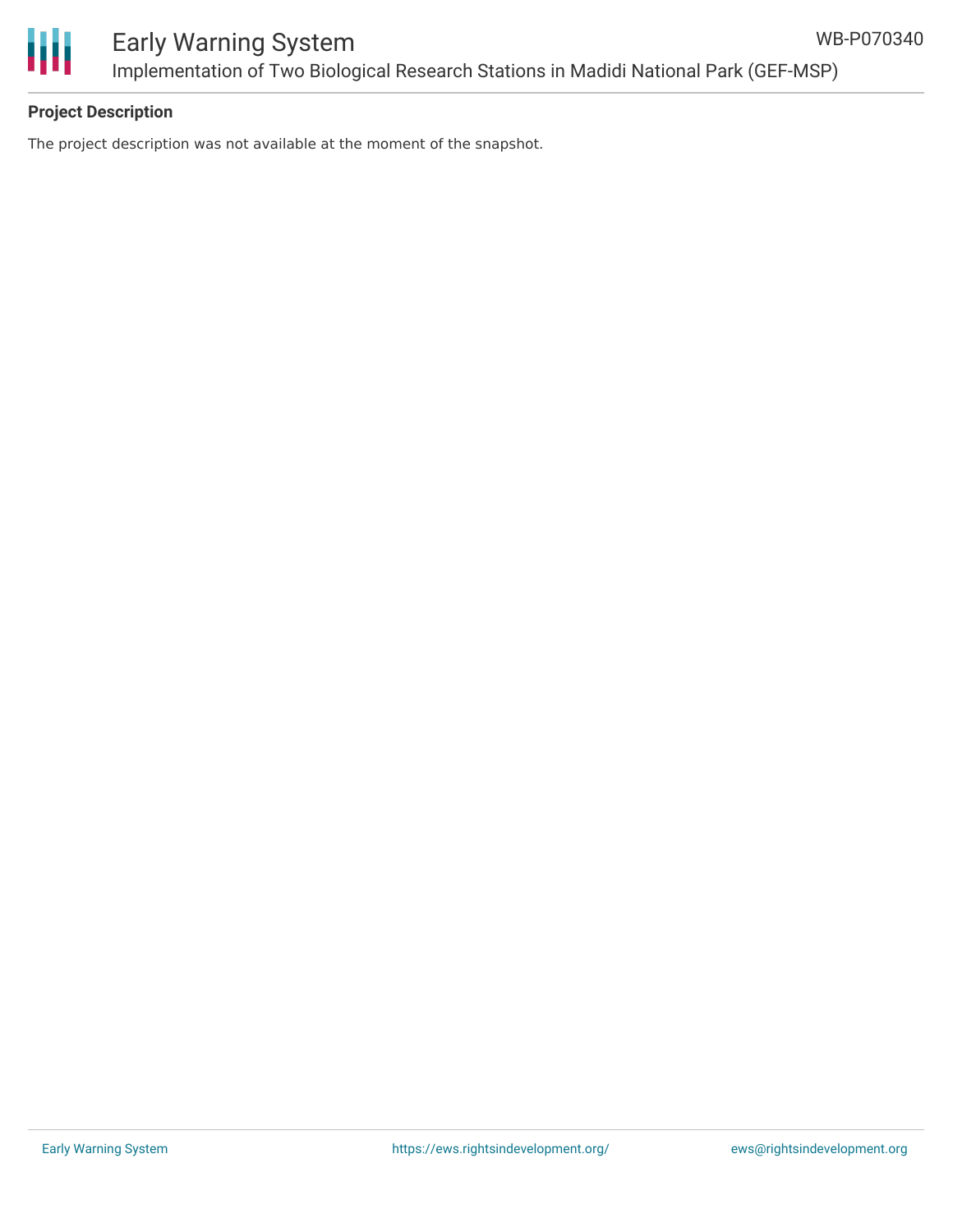**Project Description**

The project description was not available at the moment of the snapshot.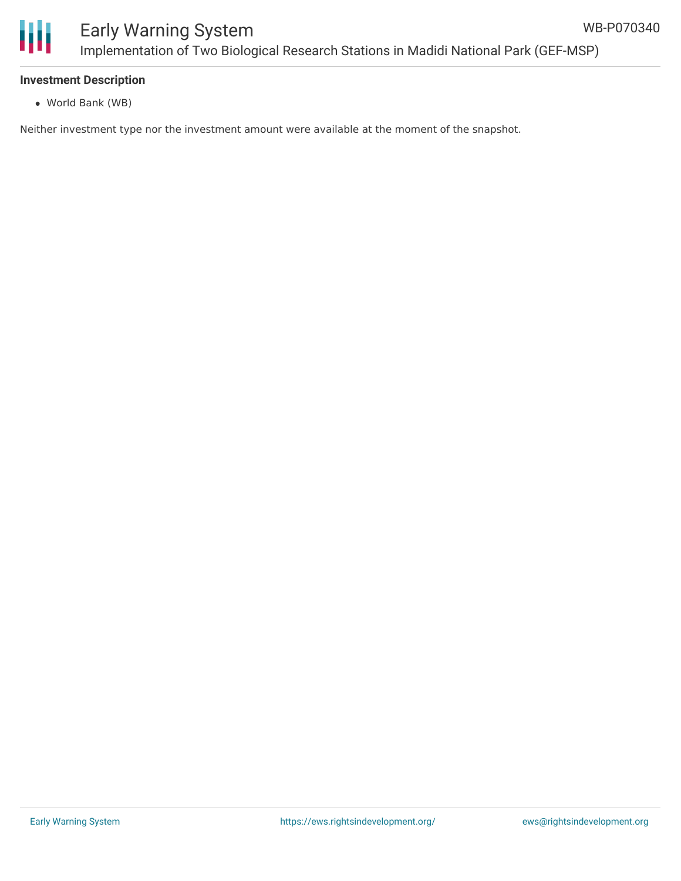**Investment Description**

- World Bank (WB)

Neither investment type nor the investment amount were available at the moment of the snapshot.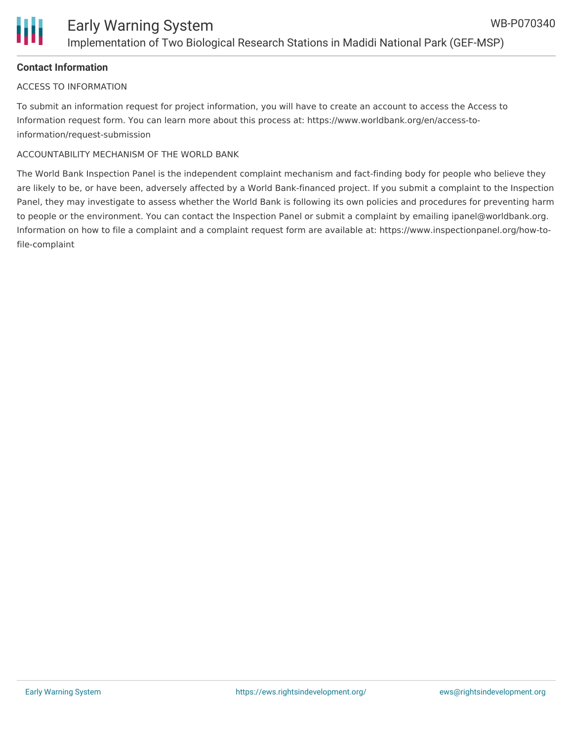## Contact Information

ACCESS TO INFORMATION

To submit an information request for project information, you will have to create an account to access the Access to Information request form. You can learn more about this process at: https://www.worldbank.org/en/access-to-information/request-submission

ACCOUNTABILITY MECHANISM OF THE WORLD BANK

The World Bank Inspection Panel is the independent complaint mechanism and fact-finding body for people who believe they are likely to be, or have been, adversely affected by a World Bank-financed project. If you submit a complaint to the Inspection Panel, they may investigate to assess whether the World Bank is following its own policies and procedures for preventing harm to people or the environment. You can contact the Inspection Panel or submit a complaint by emailing ipanel@worldbank.org. Information on how to file a complaint and a complaint request form are available at: https://www.inspectionpanel.org/how-to-file-complaint